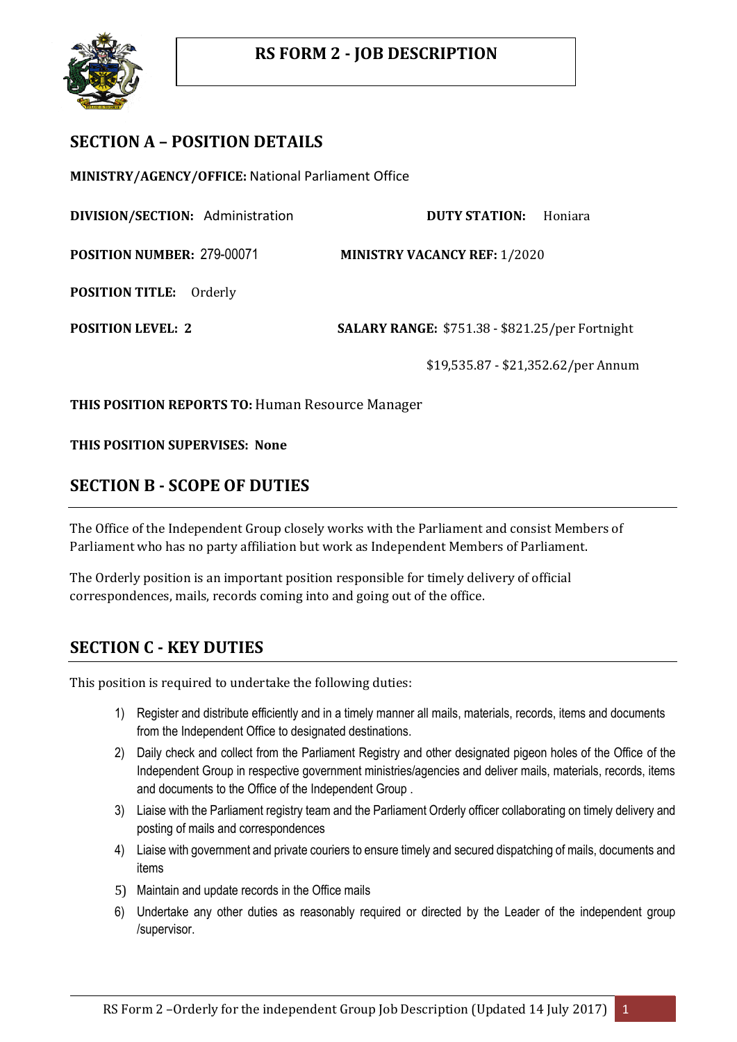# RS FORM 2 - JOB DESCRIPTION

## SECTION A – POSITION DETAILS

**MINISTRY/AGENCY/OFFICE:** National Parliament Office

**DIVISION/SECTION:** Administration

**DUTY STATION:** Honiara

**POSITION NUMBER:** 279-00071

**MINISTRY VACANCY REF:** 1/2020

**POSITION TITLE:** Orderly

**POSITION LEVEL: 2**

**SALARY RANGE:** $751.38 - $821.25/per Fortnight

$19,535.87 - $21,352.62/per Annum

**THIS POSITION REPORTS TO:** Human Resource Manager

**THIS POSITION SUPERVISES: None**

## SECTION B - SCOPE OF DUTIES

The Office of the Independent Group closely works with the Parliament and consist Members of Parliament who has no party affiliation but work as Independent Members of Parliament.

The Orderly position is an important position responsible for timely delivery of official correspondences, mails, records coming into and going out of the office.

## SECTION C - KEY DUTIES

This position is required to undertake the following duties:

1) Register and distribute efficiently and in a timely manner all mails, materials, records, items and documents from the Independent Office to designated destinations.
2) Daily check and collect from the Parliament Registry and other designated pigeon holes of the Office of the Independent Group in respective government ministries/agencies and deliver mails, materials, records, items and documents to the Office of the Independent Group .
3) Liaise with the Parliament registry team and the Parliament Orderly officer collaborating on timely delivery and posting of mails and correspondences
4) Liaise with government and private couriers to ensure timely and secured dispatching of mails, documents and items
5) Maintain and update records in the Office mails
6) Undertake any other duties as reasonably required or directed by the Leader of the independent group /supervisor.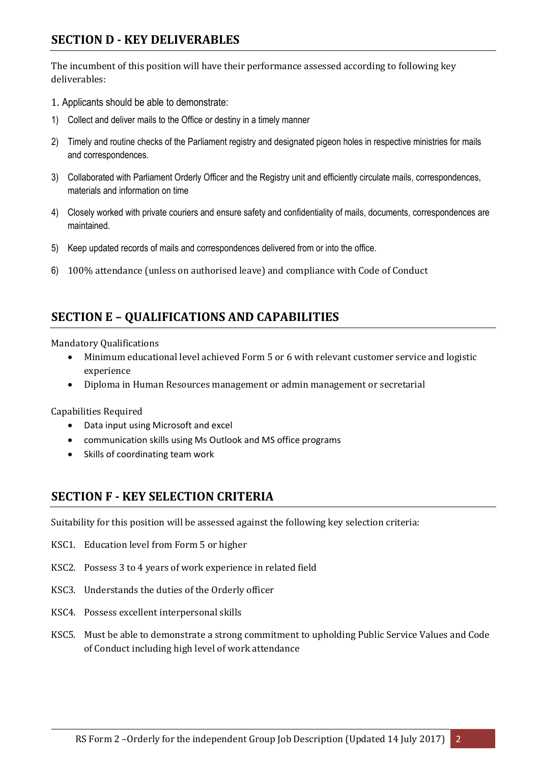## SECTION D - KEY DELIVERABLES

The incumbent of this position will have their performance assessed according to following key deliverables:

1. Applicants should be able to demonstrate:

1) Collect and deliver mails to the Office or destiny in a timely manner
2) Timely and routine checks of the Parliament registry and designated pigeon holes in respective ministries for mails and correspondences.
3) Collaborated with Parliament Orderly Officer and the Registry unit and efficiently circulate mails, correspondences, materials and information on time
4) Closely worked with private couriers and ensure safety and confidentiality of mails, documents, correspondences are maintained.
5) Keep updated records of mails and correspondences delivered from or into the office.
6) 100% attendance (unless on authorised leave) and compliance with Code of Conduct

## SECTION E – QUALIFICATIONS AND CAPABILITIES

Mandatory Qualifications

- Minimum educational level achieved Form 5 or 6 with relevant customer service and logistic experience
- Diploma in Human Resources management or admin management or secretarial

Capabilities Required

- Data input using Microsoft and excel
- communication skills using Ms Outlook and MS office programs
- Skills of coordinating team work

## SECTION F - KEY SELECTION CRITERIA

Suitability for this position will be assessed against the following key selection criteria:

KSC1. Education level from Form 5 or higher

KSC2. Possess 3 to 4 years of work experience in related field

KSC3. Understands the duties of the Orderly officer

KSC4. Possess excellent interpersonal skills

KSC5. Must be able to demonstrate a strong commitment to upholding Public Service Values and Code of Conduct including high level of work attendance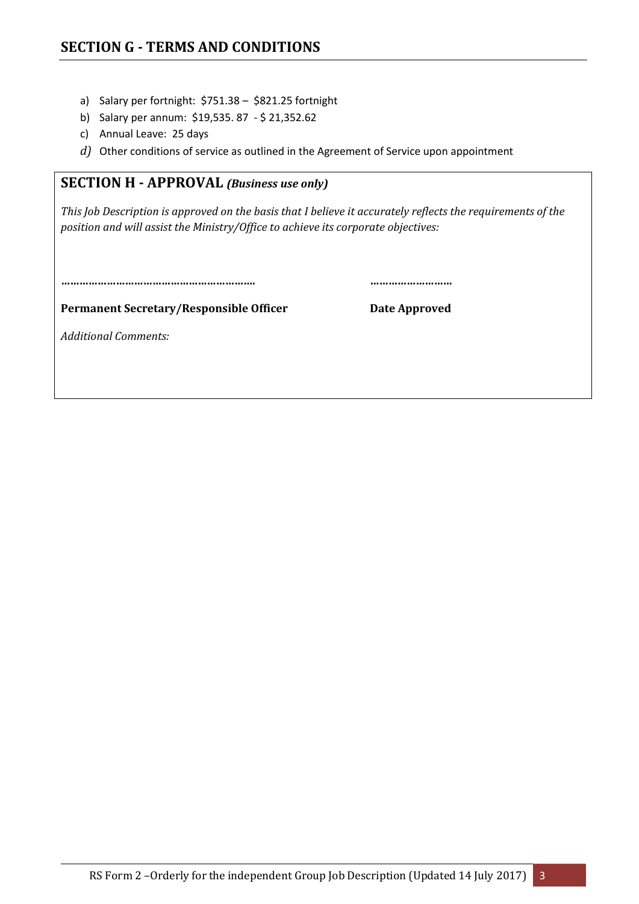## SECTION G - TERMS AND CONDITIONS

a) Salary per fortnight: $751.38 – $821.25 fortnight
b) Salary per annum: $19,535. 87 - $ 21,352.62
c) Annual Leave: 25 days
d) Other conditions of service as outlined in the Agreement of Service upon appointment

## SECTION H - APPROVAL *(Business use only)*

*This Job Description is approved on the basis that I believe it accurately reflects the requirements of the position and will assist the Ministry/Office to achieve its corporate objectives:*

…………………………………………………… ………………………

**Permanent Secretary/Responsible Officer** **Date Approved**

*Additional Comments:*